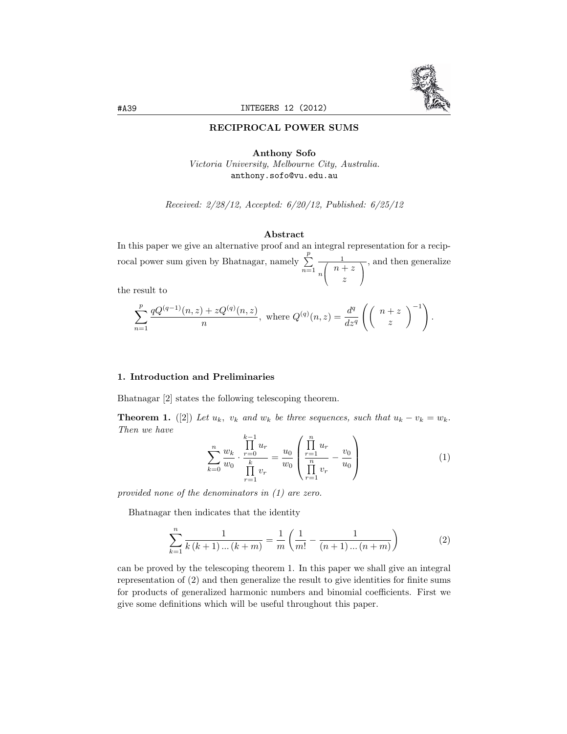# RECIPROCAL POWER SUMS

**Anthony Sofo**
*Victoria University, Melbourne City, Australia.*
anthony.sofo@vu.edu.au

*Received: 2/28/12, Accepted: 6/20/12, Published: 6/25/12*

### Abstract

In this paper we give an alternative proof and an integral representation for a reciprocal power sum given by Bhatnagar, namely $\sum_{n=1}^{p} \frac{1}{n\binom{n+z}{z}}$, and then generalize the result to

$$\sum_{n=1}^{p} \frac{qQ^{(q-1)}(n,z) + zQ^{(q)}(n,z)}{n}, \text{ where } Q^{(q)}(n,z) = \frac{d^q}{dz^q}\left( \binom{n+z}{z}^{-1} \right).$$

## 1. Introduction and Preliminaries

Bhatnagar [2] states the following telescoping theorem.

**Theorem 1.** ([2]) *Let $u_k$, $v_k$ and $w_k$ be three sequences, such that $u_k - v_k = w_k$. Then we have*

$$\sum_{k=0}^{n} \frac{w_k}{w_0} \cdot \frac{\prod_{r=0}^{k-1} u_r}{\prod_{r=1}^{k} v_r} = \frac{u_0}{w_0}\left( \frac{\prod_{r=1}^{n} u_r}{\prod_{r=1}^{n} v_r} - \frac{v_0}{u_0} \right) \tag{1}$$

*provided none of the denominators in (1) are zero.*

Bhatnagar then indicates that the identity

$$\sum_{k=1}^{n} \frac{1}{k(k+1)...(k+m)} = \frac{1}{m}\left( \frac{1}{m!} - \frac{1}{(n+1)...(n+m)} \right) \tag{2}$$

can be proved by the telescoping theorem 1. In this paper we shall give an integral representation of (2) and then generalize the result to give identities for finite sums for products of generalized harmonic numbers and binomial coefficients. First we give some definitions which will be useful throughout this paper.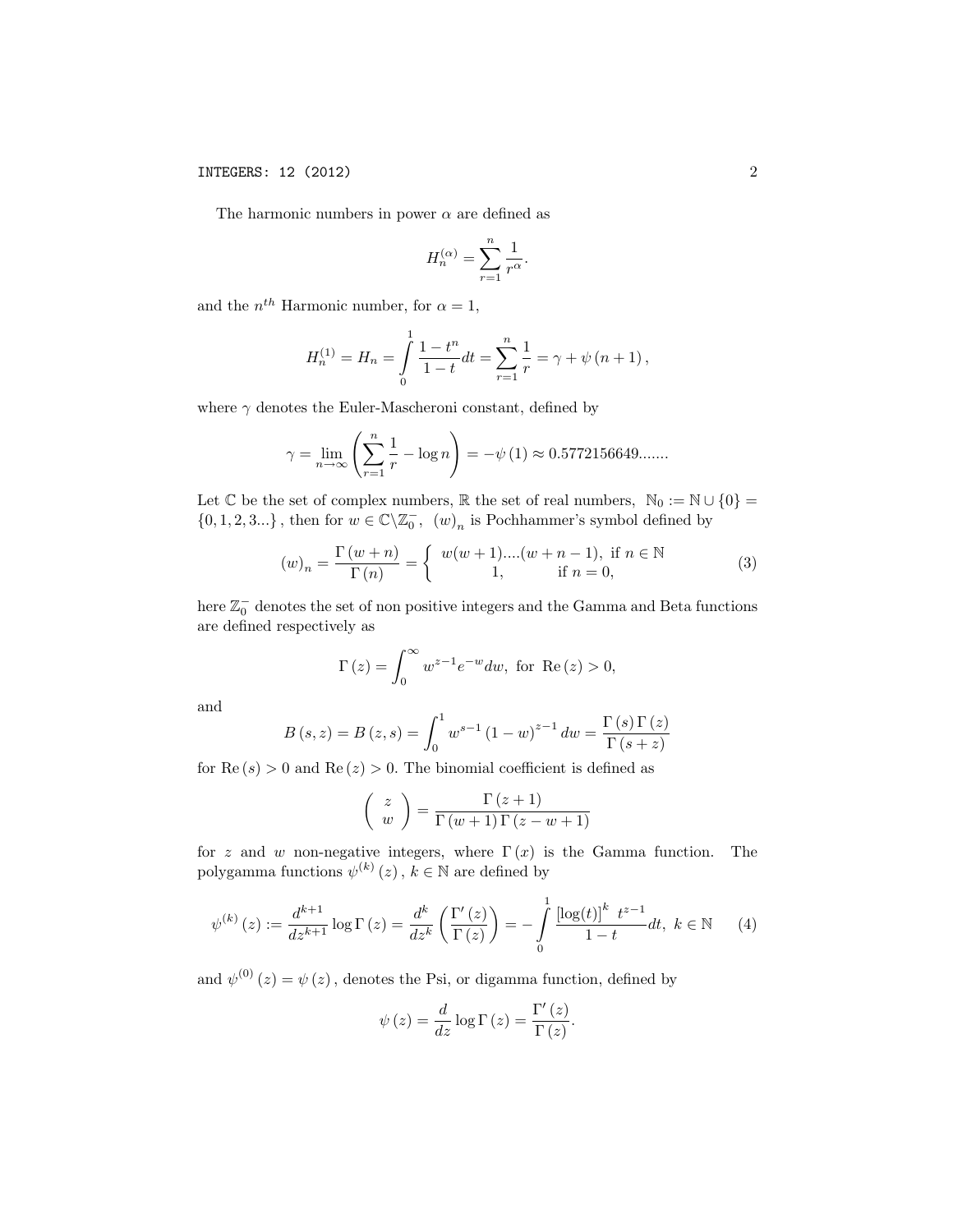The harmonic numbers in power $\alpha$ are defined as

$$H_n^{(\alpha)} = \sum_{r=1}^{n} \frac{1}{r^{\alpha}}.$$

and the $n^{th}$ Harmonic number, for $\alpha = 1$,

$$H_n^{(1)} = H_n = \int\limits_0^1 \frac{1-t^n}{1-t} dt = \sum_{r=1}^{n} \frac{1}{r} = \gamma + \psi(n+1),$$

where $\gamma$ denotes the Euler-Mascheroni constant, defined by

$$\gamma = \lim_{n\to\infty} \left( \sum_{r=1}^{n} \frac{1}{r} - \log n \right) = -\psi(1) \approx 0.5772156649.......$$

Let $\mathbb{C}$ be the set of complex numbers, $\mathbb{R}$ the set of real numbers, $\mathbb{N}_0 := \mathbb{N} \cup \{0\} = \{0, 1, 2, 3...\}$, then for $w \in \mathbb{C} \backslash \mathbb{Z}_0^-$, $(w)_n$ is Pochhammer's symbol defined by

$$(w)_n = \frac{\Gamma(w+n)}{\Gamma(n)} = \begin{cases} w(w+1)....(w+n-1), & \text{if } n \in \mathbb{N} \\ 1, & \text{if } n = 0, \end{cases} \tag{3}$$

here $\mathbb{Z}_0^-$ denotes the set of non positive integers and the Gamma and Beta functions are defined respectively as

$$\Gamma(z) = \int_0^{\infty} w^{z-1} e^{-w} dw, \text{ for } \operatorname{Re}(z) > 0,$$

and

$$B(s, z) = B(z, s) = \int_0^1 w^{s-1} (1-w)^{z-1} dw = \frac{\Gamma(s)\Gamma(z)}{\Gamma(s+z)}$$

for $\operatorname{Re}(s) > 0$ and $\operatorname{Re}(z) > 0$. The binomial coefficient is defined as

$$\binom{z}{w} = \frac{\Gamma(z+1)}{\Gamma(w+1)\Gamma(z-w+1)}$$

for $z$ and $w$ non-negative integers, where $\Gamma(x)$ is the Gamma function. The polygamma functions $\psi^{(k)}(z)$, $k \in \mathbb{N}$ are defined by

$$\psi^{(k)}(z) := \frac{d^{k+1}}{dz^{k+1}} \log \Gamma(z) = \frac{d^k}{dz^k} \left( \frac{\Gamma'(z)}{\Gamma(z)} \right) = -\int\limits_0^1 \frac{[\log(t)]^k \ t^{z-1}}{1-t} dt, \ k \in \mathbb{N} \tag{4}$$

and $\psi^{(0)}(z) = \psi(z)$, denotes the Psi, or digamma function, defined by

$$\psi(z) = \frac{d}{dz} \log \Gamma(z) = \frac{\Gamma'(z)}{\Gamma(z)}.$$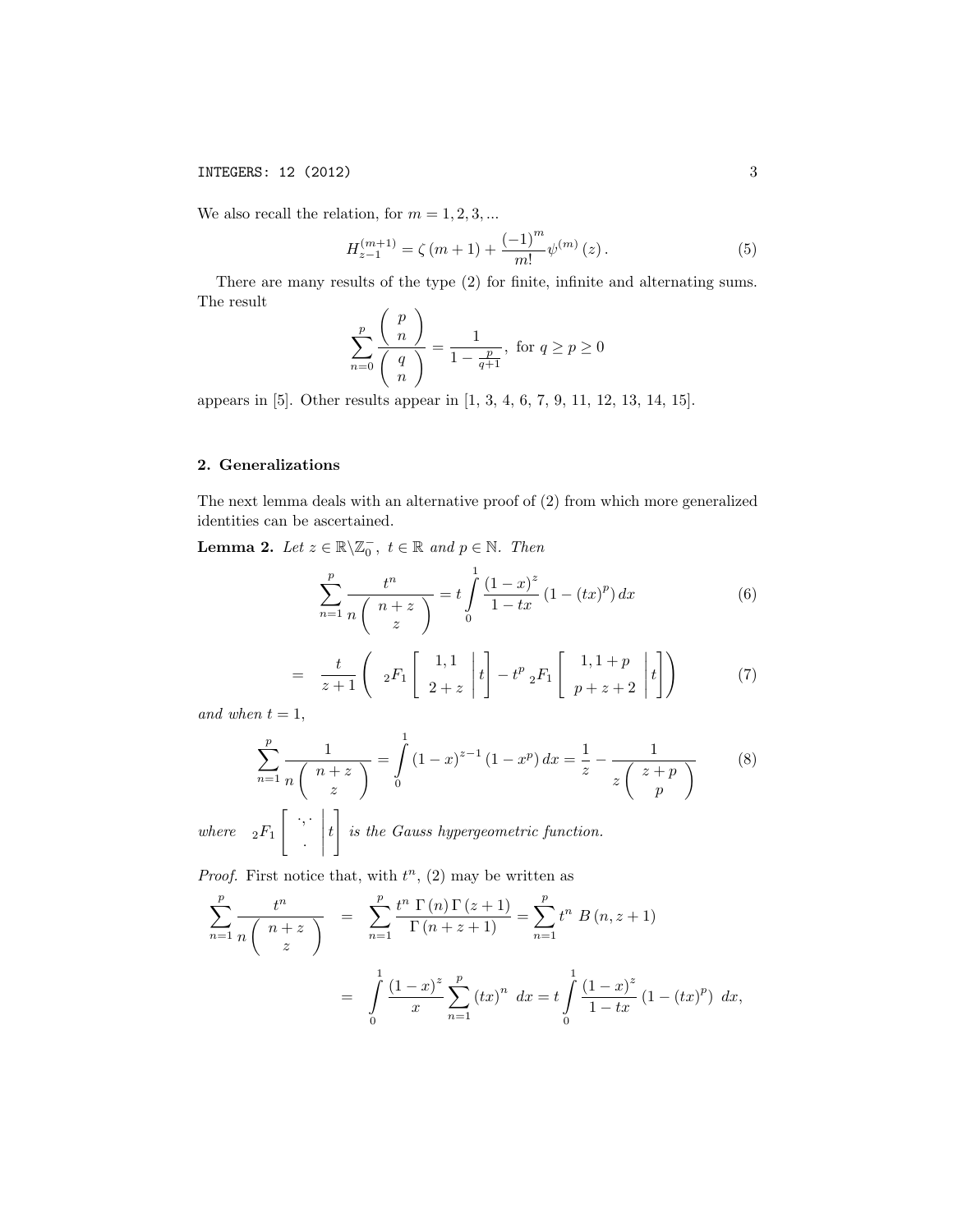We also recall the relation, for $m = 1, 2, 3, ...$

$$H_{z-1}^{(m+1)} = \zeta(m+1) + \frac{(-1)^m}{m!}\psi^{(m)}(z). \tag{5}$$

There are many results of the type (2) for finite, infinite and alternating sums. The result

$$\sum_{n=0}^{p} \frac{\binom{p}{n}}{\binom{q}{n}} = \frac{1}{1-\frac{p}{q+1}}, \text{ for } q \geq p \geq 0$$

appears in [5]. Other results appear in [1, 3, 4, 6, 7, 9, 11, 12, 13, 14, 15].

## 2. Generalizations

The next lemma deals with an alternative proof of (2) from which more generalized identities can be ascertained.

**Lemma 2.** *Let $z \in \mathbb{R}\backslash\mathbb{Z}_0^-$, $t \in \mathbb{R}$ and $p \in \mathbb{N}$. Then*

$$\sum_{n=1}^{p} \frac{t^n}{n\binom{n+z}{z}} = t\int_0^1 \frac{(1-x)^z}{1-tx}\left(1-(tx)^p\right)dx \tag{6}$$

$$= \frac{t}{z+1}\left( {}_2F_1\left[\begin{matrix} 1,1 \\ 2+z \end{matrix}\middle| t\right] - t^p\, {}_2F_1\left[\begin{matrix} 1,1+p \\ p+z+2 \end{matrix}\middle| t\right]\right) \tag{7}$$

*and when $t = 1$,*

$$\sum_{n=1}^{p} \frac{1}{n\binom{n+z}{z}} = \int_0^1 (1-x)^{z-1}(1-x^p)\,dx = \frac{1}{z} - \frac{1}{z\binom{z+p}{p}} \tag{8}$$

*where* ${}_2F_1\left[\begin{matrix} \cdot,\cdot \\ \cdot \end{matrix}\middle| t\right]$ *is the Gauss hypergeometric function.*

*Proof.* First notice that, with $t^n$, (2) may be written as

$$\begin{aligned}\sum_{n=1}^{p} \frac{t^n}{n\binom{n+z}{z}} &= \sum_{n=1}^{p} \frac{t^n\,\Gamma(n)\Gamma(z+1)}{\Gamma(n+z+1)} = \sum_{n=1}^{p} t^n\, B(n, z+1) \\ &= \int_0^1 \frac{(1-x)^z}{x}\sum_{n=1}^{p}(tx)^n\,dx = t\int_0^1 \frac{(1-x)^z}{1-tx}\left(1-(tx)^p\right)\,dx,\end{aligned}$$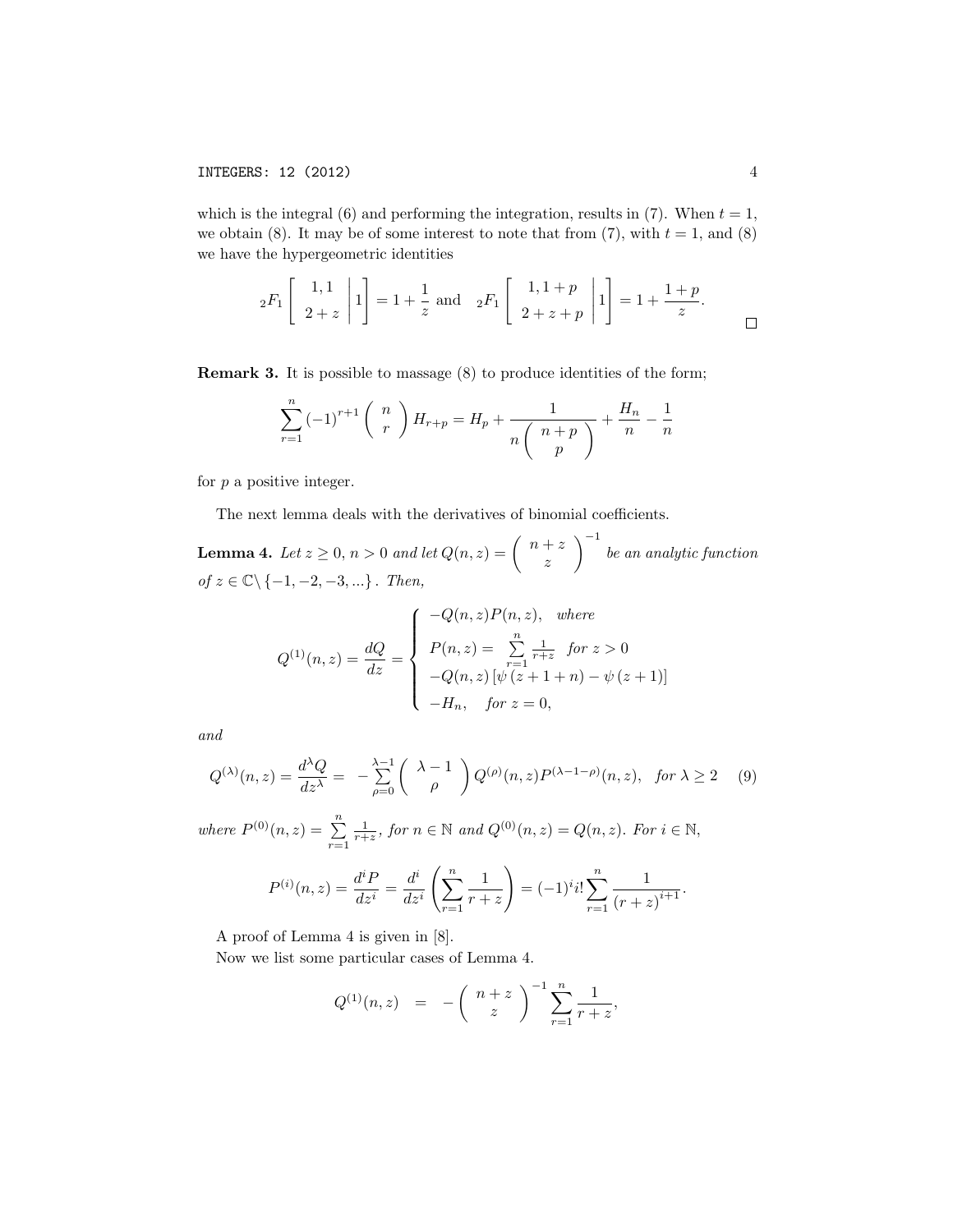which is the integral (6) and performing the integration, results in (7). When $t = 1$, we obtain (8). It may be of some interest to note that from (7), with $t = 1$, and (8) we have the hypergeometric identities

$$ {}_2F_1\left[\begin{array}{c} 1, 1 \\ 2+z \end{array}\middle| 1\right] = 1 + \frac{1}{z} \text{ and } {}_2F_1\left[\begin{array}{c} 1, 1+p \\ 2+z+p \end{array}\middle| 1\right] = 1 + \frac{1+p}{z}. $$

□

**Remark 3.** It is possible to massage (8) to produce identities of the form;

$$ \sum_{r=1}^{n} (-1)^{r+1} \binom{n}{r} H_{r+p} = H_p + \frac{1}{n\binom{n+p}{p}} + \frac{H_n}{n} - \frac{1}{n} $$

for $p$ a positive integer.

The next lemma deals with the derivatives of binomial coefficients.

**Lemma 4.** *Let $z \geq 0$, $n > 0$ and let $Q(n,z) = \binom{n+z}{z}^{-1}$ be an analytic function of $z \in \mathbb{C}\backslash\{-1,-2,-3,...\}$. Then,*

$$ Q^{(1)}(n,z) = \frac{dQ}{dz} = \begin{cases} -Q(n,z)P(n,z), \quad \text{where} \\ P(n,z) = \sum\limits_{r=1}^{n} \frac{1}{r+z} \quad \text{for } z > 0 \\ -Q(n,z)\left[\psi\left(z+1+n\right) - \psi\left(z+1\right)\right] \\ -H_n, \quad \text{for } z = 0, \end{cases} $$

*and*

$$ Q^{(\lambda)}(n,z) = \frac{d^\lambda Q}{dz^\lambda} = -\sum_{\rho=0}^{\lambda-1} \binom{\lambda-1}{\rho} Q^{(\rho)}(n,z)P^{(\lambda-1-\rho)}(n,z), \quad \text{for } \lambda \geq 2 \tag{9} $$

*where $P^{(0)}(n,z) = \sum\limits_{r=1}^{n} \frac{1}{r+z}$, for $n \in \mathbb{N}$ and $Q^{(0)}(n,z) = Q(n,z)$. For $i \in \mathbb{N}$,*

$$ P^{(i)}(n,z) = \frac{d^i P}{dz^i} = \frac{d^i}{dz^i}\left(\sum_{r=1}^{n} \frac{1}{r+z}\right) = (-1)^i i! \sum_{r=1}^{n} \frac{1}{(r+z)^{i+1}}. $$

A proof of Lemma 4 is given in [8].

Now we list some particular cases of Lemma 4.

$$ Q^{(1)}(n,z) \quad = \quad -\binom{n+z}{z}^{-1} \sum_{r=1}^{n} \frac{1}{r+z}, $$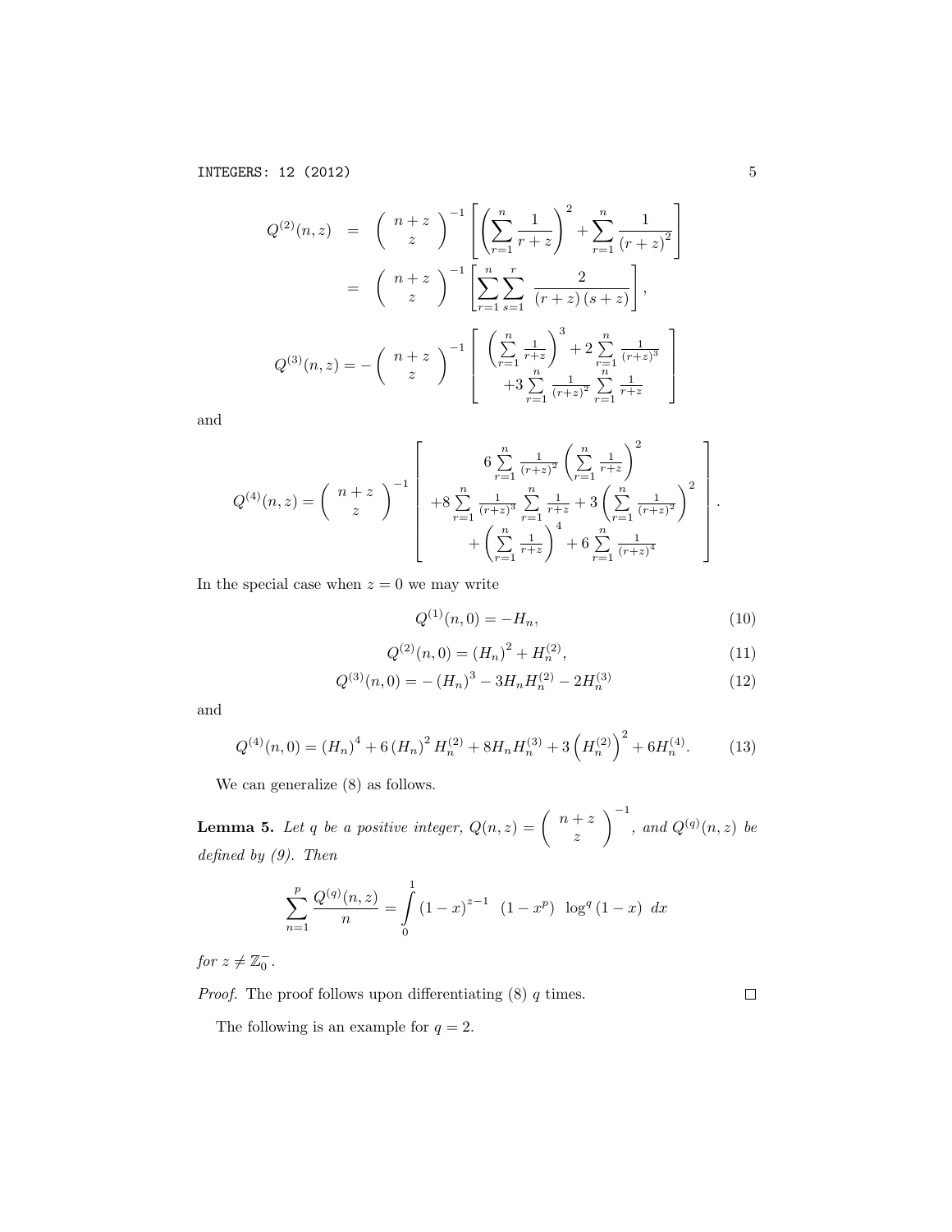$$
\begin{aligned}
Q^{(2)}(n,z) &= \binom{n+z}{z}^{-1}\left[\left(\sum_{r=1}^{n}\frac{1}{r+z}\right)^2+\sum_{r=1}^{n}\frac{1}{(r+z)^2}\right] \\
&= \binom{n+z}{z}^{-1}\left[\sum_{r=1}^{n}\sum_{s=1}^{r}\frac{2}{(r+z)(s+z)}\right],
\end{aligned}
$$

$$
Q^{(3)}(n,z) = -\binom{n+z}{z}^{-1}\left[\begin{array}{c}\left(\sum\limits_{r=1}^{n}\frac{1}{r+z}\right)^3+2\sum\limits_{r=1}^{n}\frac{1}{(r+z)^3} \\ +3\sum\limits_{r=1}^{n}\frac{1}{(r+z)^2}\sum\limits_{r=1}^{n}\frac{1}{r+z}\end{array}\right]
$$

and

$$
Q^{(4)}(n,z) = \binom{n+z}{z}^{-1}\left[\begin{array}{c}6\sum\limits_{r=1}^{n}\frac{1}{(r+z)^2}\left(\sum\limits_{r=1}^{n}\frac{1}{r+z}\right)^2 \\ +8\sum\limits_{r=1}^{n}\frac{1}{(r+z)^3}\sum\limits_{r=1}^{n}\frac{1}{r+z}+3\left(\sum\limits_{r=1}^{n}\frac{1}{(r+z)^2}\right)^2 \\ +\left(\sum\limits_{r=1}^{n}\frac{1}{r+z}\right)^4+6\sum\limits_{r=1}^{n}\frac{1}{(r+z)^4}\end{array}\right].
$$

In the special case when $z=0$ we may write

$$
Q^{(1)}(n,0) = -H_n, \tag{10}
$$

$$
Q^{(2)}(n,0) = (H_n)^2 + H_n^{(2)}, \tag{11}
$$

$$
Q^{(3)}(n,0) = -(H_n)^3 - 3H_nH_n^{(2)} - 2H_n^{(3)} \tag{12}
$$

and

$$
Q^{(4)}(n,0) = (H_n)^4 + 6(H_n)^2 H_n^{(2)} + 8H_nH_n^{(3)} + 3\left(H_n^{(2)}\right)^2 + 6H_n^{(4)}. \tag{13}
$$

We can generalize (8) as follows.

**Lemma 5.** *Let $q$ be a positive integer, $Q(n,z)=\binom{n+z}{z}^{-1}$, and $Q^{(q)}(n,z)$ be defined by (9). Then*

$$
\sum_{n=1}^{p}\frac{Q^{(q)}(n,z)}{n} = \int_0^1 (1-x)^{z-1}\ (1-x^p)\ \log^q(1-x)\ dx
$$

*for $z \neq \mathbb{Z}_0^-$.*

*Proof.* The proof follows upon differentiating (8) $q$ times. □

The following is an example for $q=2$.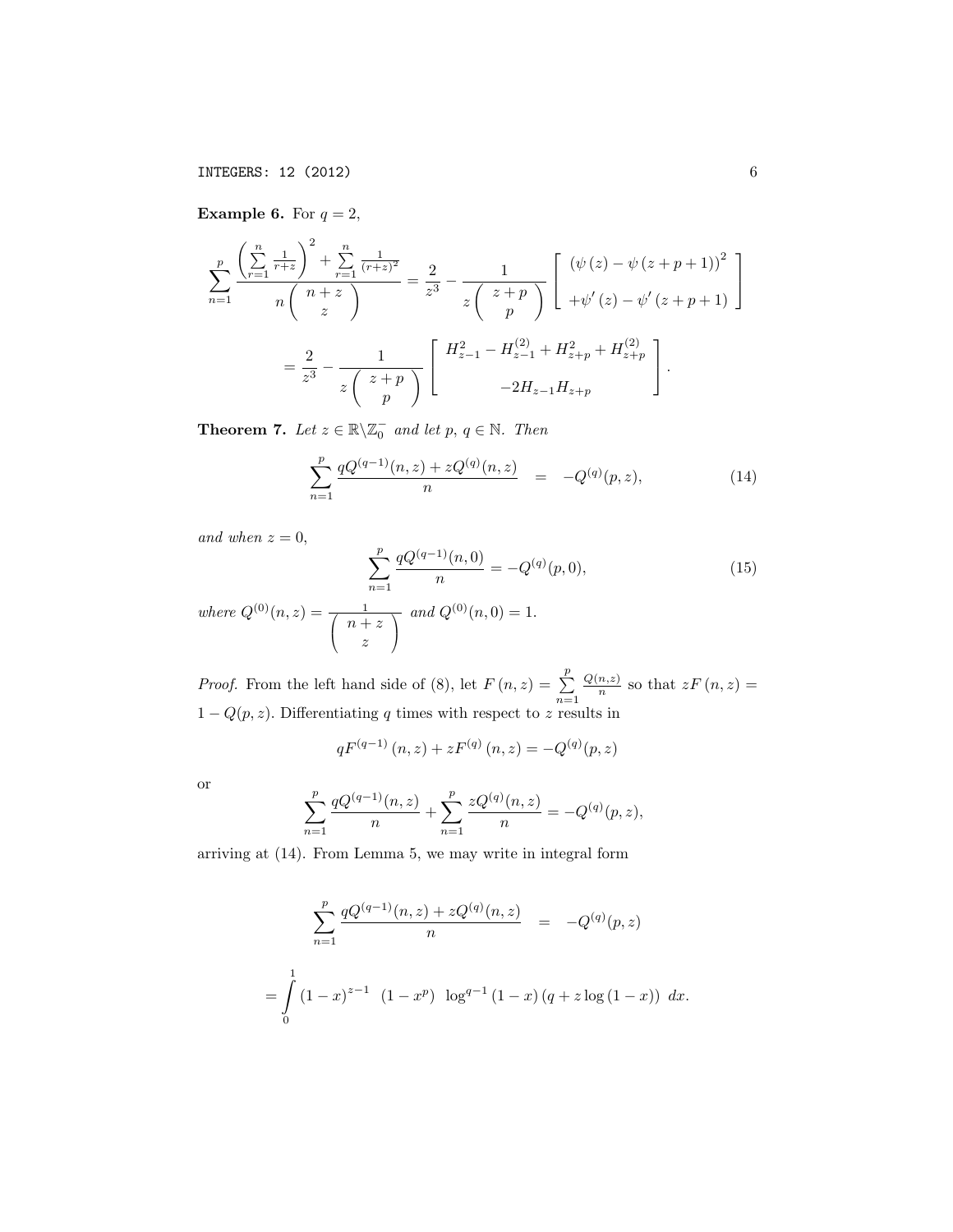**Example 6.** For $q = 2$,

$$\sum_{n=1}^{p} \frac{\left(\sum\limits_{r=1}^{n} \frac{1}{r+z}\right)^2 + \sum\limits_{r=1}^{n} \frac{1}{(r+z)^2}}{n \binom{n+z}{z}} = \frac{2}{z^3} - \frac{1}{z\binom{z+p}{p}} \left[ \begin{array}{c} \left(\psi(z) - \psi(z+p+1)\right)^2 \\ +\psi'(z) - \psi'(z+p+1) \end{array} \right]$$

$$= \frac{2}{z^3} - \frac{1}{z\binom{z+p}{p}} \left[ \begin{array}{c} H_{z-1}^2 - H_{z-1}^{(2)} + H_{z+p}^2 + H_{z+p}^{(2)} \\ -2H_{z-1}H_{z+p} \end{array} \right].$$

**Theorem 7.** *Let $z \in \mathbb{R}\backslash\mathbb{Z}_0^-$ and let $p$, $q \in \mathbb{N}$. Then*

$$\sum_{n=1}^{p} \frac{qQ^{(q-1)}(n,z) + zQ^{(q)}(n,z)}{n} = -Q^{(q)}(p,z), \tag{14}$$

*and when $z = 0$,*

$$\sum_{n=1}^{p} \frac{qQ^{(q-1)}(n,0)}{n} = -Q^{(q)}(p,0), \tag{15}$$

*where $Q^{(0)}(n,z) = \frac{1}{\binom{n+z}{z}}$ and $Q^{(0)}(n,0) = 1$.*

*Proof.* From the left hand side of (8), let $F(n,z) = \sum\limits_{n=1}^{p} \frac{Q(n,z)}{n}$ so that $zF(n,z) = 1 - Q(p,z)$. Differentiating $q$ times with respect to $z$ results in

$$qF^{(q-1)}(n,z) + zF^{(q)}(n,z) = -Q^{(q)}(p,z)$$

or

$$\sum_{n=1}^{p} \frac{qQ^{(q-1)}(n,z)}{n} + \sum_{n=1}^{p} \frac{zQ^{(q)}(n,z)}{n} = -Q^{(q)}(p,z),$$

arriving at (14). From Lemma 5, we may write in integral form

$$\sum_{n=1}^{p} \frac{qQ^{(q-1)}(n,z) + zQ^{(q)}(n,z)}{n} = -Q^{(q)}(p,z)$$

$$= \int_0^1 (1-x)^{z-1} \ (1-x^p) \ \log^{q-1}(1-x)\left(q + z\log(1-x)\right) \, dx.$$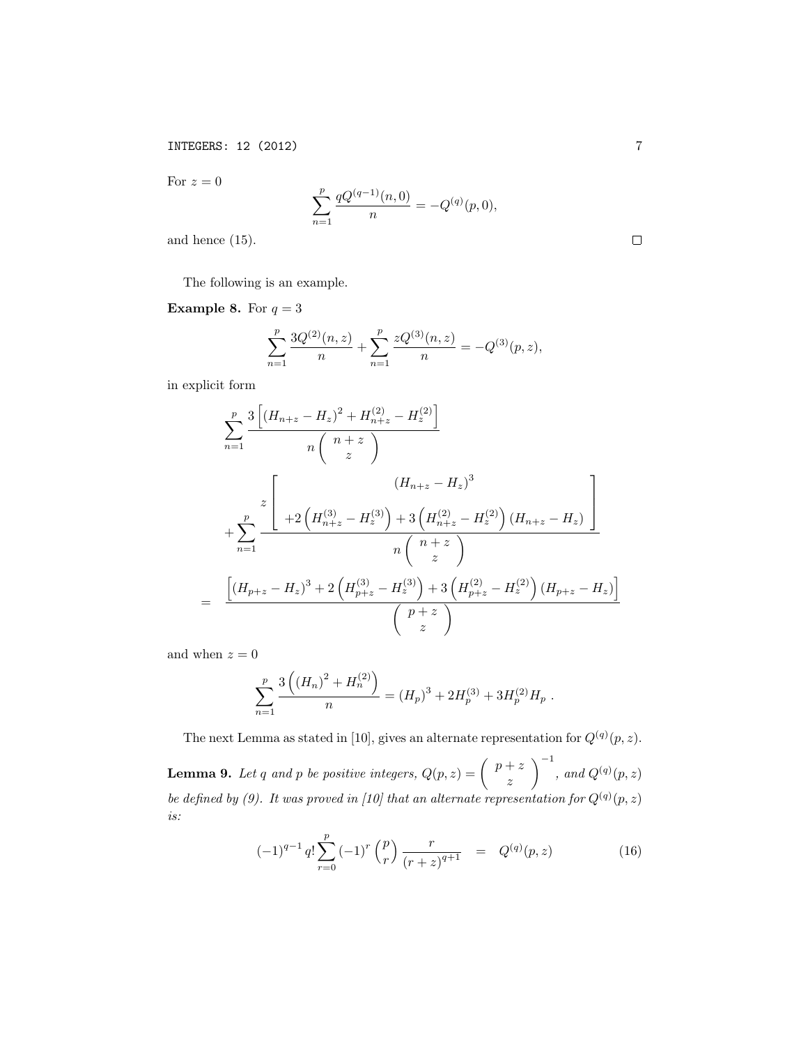For $z = 0$

$$\sum_{n=1}^{p} \frac{qQ^{(q-1)}(n,0)}{n} = -Q^{(q)}(p,0),$$

and hence (15). $\square$

The following is an example.

**Example 8.** For $q = 3$

$$\sum_{n=1}^{p} \frac{3Q^{(2)}(n,z)}{n} + \sum_{n=1}^{p} \frac{zQ^{(3)}(n,z)}{n} = -Q^{(3)}(p,z),$$

in explicit form

$$\begin{aligned}
&\sum_{n=1}^{p} \frac{3\left[\left(H_{n+z} - H_z\right)^2 + H_{n+z}^{(2)} - H_z^{(2)}\right]}{n\begin{pmatrix} n+z \\ z \end{pmatrix}} \\
&+ \sum_{n=1}^{p} \frac{z\begin{bmatrix} \left(H_{n+z} - H_z\right)^3 \\ +2\left(H_{n+z}^{(3)} - H_z^{(3)}\right) + 3\left(H_{n+z}^{(2)} - H_z^{(2)}\right)\left(H_{n+z} - H_z\right) \end{bmatrix}}{n\begin{pmatrix} n+z \\ z \end{pmatrix}} \\
= &\; \frac{\left[\left(H_{p+z} - H_z\right)^3 + 2\left(H_{p+z}^{(3)} - H_z^{(3)}\right) + 3\left(H_{p+z}^{(2)} - H_z^{(2)}\right)\left(H_{p+z} - H_z\right)\right]}{\begin{pmatrix} p+z \\ z \end{pmatrix}}
\end{aligned}$$

and when $z = 0$

$$\sum_{n=1}^{p} \frac{3\left(\left(H_n\right)^2 + H_n^{(2)}\right)}{n} = \left(H_p\right)^3 + 2H_p^{(3)} + 3H_p^{(2)}H_p \; .$$

The next Lemma as stated in [10], gives an alternate representation for $Q^{(q)}(p,z)$.

**Lemma 9.** *Let $q$ and $p$ be positive integers, $Q(p,z) = \begin{pmatrix} p+z \\ z \end{pmatrix}^{-1}$, and $Q^{(q)}(p,z)$ be defined by (9). It was proved in [10] that an alternate representation for $Q^{(q)}(p,z)$ is:*

$$(-1)^{q-1} q! \sum_{r=0}^{p} (-1)^r \binom{p}{r} \frac{r}{(r+z)^{q+1}} \quad = \quad Q^{(q)}(p,z) \tag{16}$$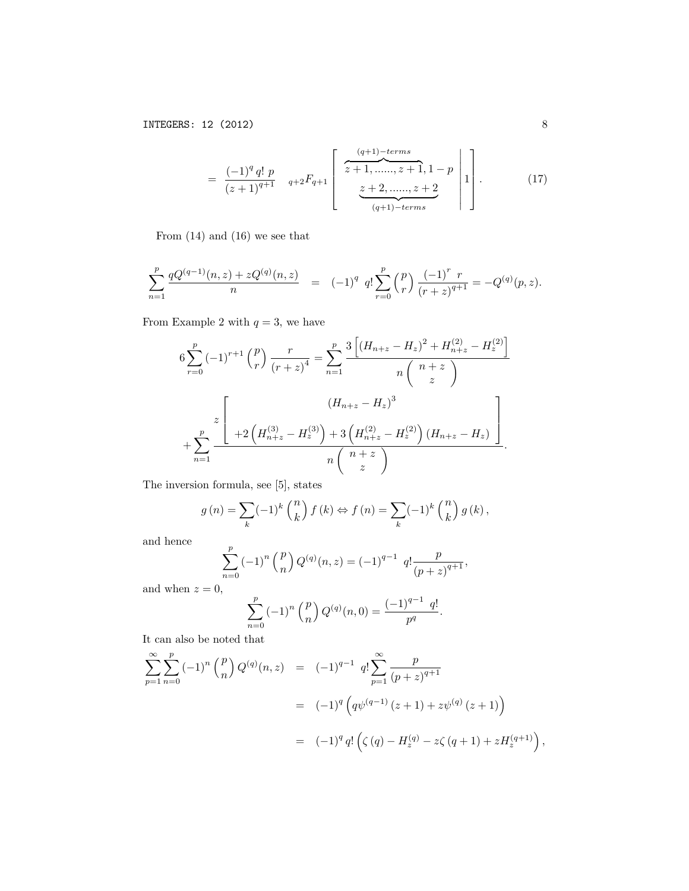$$= \frac{(-1)^q \, q! \, p}{(z+1)^{q+1}} \quad {}_{q+2}F_{q+1} \left[ \left. \begin{array}{c} \overbrace{z+1, ......, z+1}^{(q+1)-terms}, 1-p \\ \underbrace{z+2, ......, z+2}_{(q+1)-terms} \end{array} \right| 1 \right]. \tag{17}$$

From (14) and (16) we see that

$$\sum_{n=1}^{p} \frac{qQ^{(q-1)}(n,z) + zQ^{(q)}(n,z)}{n} \quad = \quad (-1)^q \;\; q! \sum_{r=0}^{p} \binom{p}{r} \frac{(-1)^r \; r}{(r+z)^{q+1}} = -Q^{(q)}(p,z).$$

From Example 2 with $q = 3$, we have

$$6 \sum_{r=0}^{p} (-1)^{r+1} \binom{p}{r} \frac{r}{(r+z)^4} = \sum_{n=1}^{p} \frac{3\left[ (H_{n+z} - H_z)^2 + H_{n+z}^{(2)} - H_z^{(2)} \right]}{n \left( \begin{array}{c} n+z \\ z \end{array} \right)}$$

$$+ \sum_{n=1}^{p} \frac{z \left[ \begin{array}{c} (H_{n+z} - H_z)^3 \\ +2\left( H_{n+z}^{(3)} - H_z^{(3)} \right) + 3\left( H_{n+z}^{(2)} - H_z^{(2)} \right)(H_{n+z} - H_z) \end{array} \right]}{n \left( \begin{array}{c} n+z \\ z \end{array} \right)}.$$

The inversion formula, see [5], states

$$g(n) = \sum_{k} (-1)^k \binom{n}{k} f(k) \Leftrightarrow f(n) = \sum_{k} (-1)^k \binom{n}{k} g(k),$$

and hence

$$\sum_{n=0}^{p} (-1)^n \binom{p}{n} Q^{(q)}(n,z) = (-1)^{q-1} \;\; q! \frac{p}{(p+z)^{q+1}},$$

and when $z = 0$,

$$\sum_{n=0}^{p} (-1)^n \binom{p}{n} Q^{(q)}(n,0) = \frac{(-1)^{q-1} \;\; q!}{p^q}.$$

It can also be noted that

$$\begin{aligned}
\sum_{p=1}^{\infty} \sum_{n=0}^{p} (-1)^n \binom{p}{n} Q^{(q)}(n,z) &= (-1)^{q-1} \;\; q! \sum_{p=1}^{\infty} \frac{p}{(p+z)^{q+1}} \\
&= (-1)^q \left( q\psi^{(q-1)}(z+1) + z\psi^{(q)}(z+1) \right) \\
&= (-1)^q \, q! \left( \zeta(q) - H_z^{(q)} - z\zeta(q+1) + zH_z^{(q+1)} \right),
\end{aligned}$$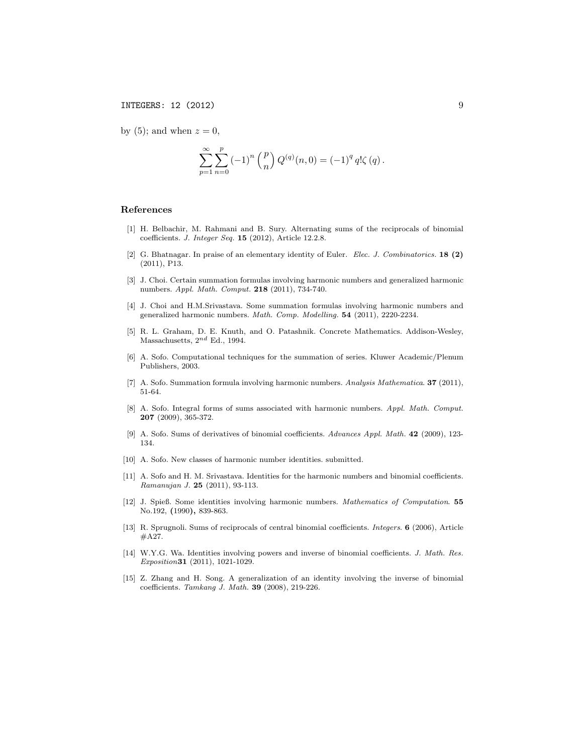by (5); and when $z = 0$,

$$\sum_{p=1}^{\infty} \sum_{n=0}^{p} (-1)^n \binom{p}{n} Q^{(q)}(n, 0) = (-1)^q \, q! \zeta(q).$$

## References

[1] H. Belbachir, M. Rahmani and B. Sury. Alternating sums of the reciprocals of binomial coefficients. *J. Integer Seq.* **15** (2012), Article 12.2.8.

[2] G. Bhatnagar. In praise of an elementary identity of Euler. *Elec. J. Combinatorics.* **18 (2)** (2011), P13.

[3] J. Choi. Certain summation formulas involving harmonic numbers and generalized harmonic numbers. *Appl. Math. Comput.* **218** (2011), 734-740.

[4] J. Choi and H.M.Srivastava. Some summation formulas involving harmonic numbers and generalized harmonic numbers. *Math. Comp. Modelling.* **54** (2011), 2220-2234.

[5] R. L. Graham, D. E. Knuth, and O. Patashnik. Concrete Mathematics. Addison-Wesley, Massachusetts, $2^{nd}$ Ed., 1994.

[6] A. Sofo. Computational techniques for the summation of series. Kluwer Academic/Plenum Publishers, 2003.

[7] A. Sofo. Summation formula involving harmonic numbers. *Analysis Mathematica.* **37** (2011), 51-64.

[8] A. Sofo. Integral forms of sums associated with harmonic numbers. *Appl. Math. Comput.* **207** (2009), 365-372.

[9] A. Sofo. Sums of derivatives of binomial coefficients. *Advances Appl. Math.* **42** (2009), 123-134.

[10] A. Sofo. New classes of harmonic number identities. submitted.

[11] A. Sofo and H. M. Srivastava. Identities for the harmonic numbers and binomial coefficients. *Ramanujan J.* **25** (2011), 93-113.

[12] J. Spieß. Some identities involving harmonic numbers. *Mathematics of Computation.* **55** No.192, **(**1990**),** 839-863.

[13] R. Sprugnoli. Sums of reciprocals of central binomial coefficients. *Integers.* **6** (2006), Article #A27.

[14] W.Y.G. Wa. Identities involving powers and inverse of binomial coefficients. *J. Math. Res. Exposition***31** (2011), 1021-1029.

[15] Z. Zhang and H. Song. A generalization of an identity involving the inverse of binomial coefficients. *Tamkang J. Math.* **39** (2008), 219-226.